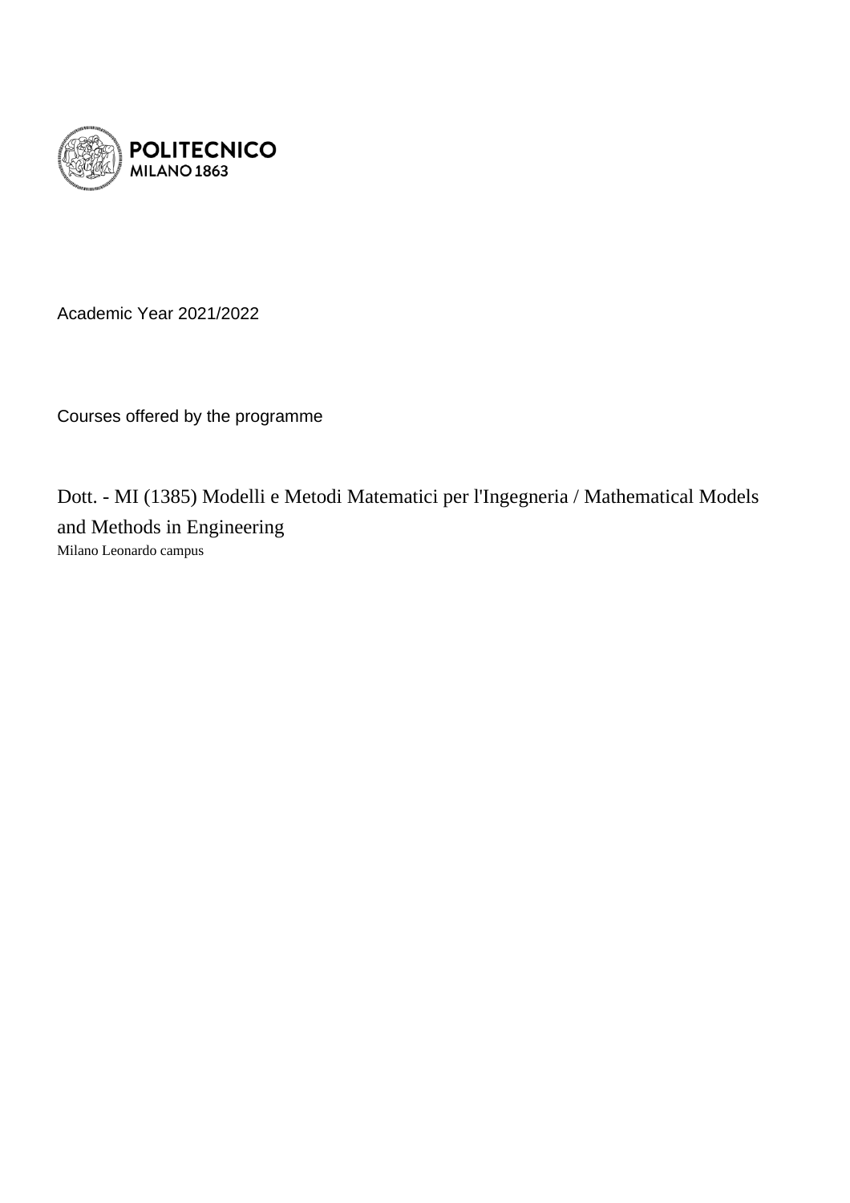POLITECNICO
MILANO 1863

Academic Year 2021/2022

Courses offered by the programme

# Dott. - MI (1385) Modelli e Metodi Matematici per l'Ingegneria / Mathematical Models and Methods in Engineering

Milano Leonardo campus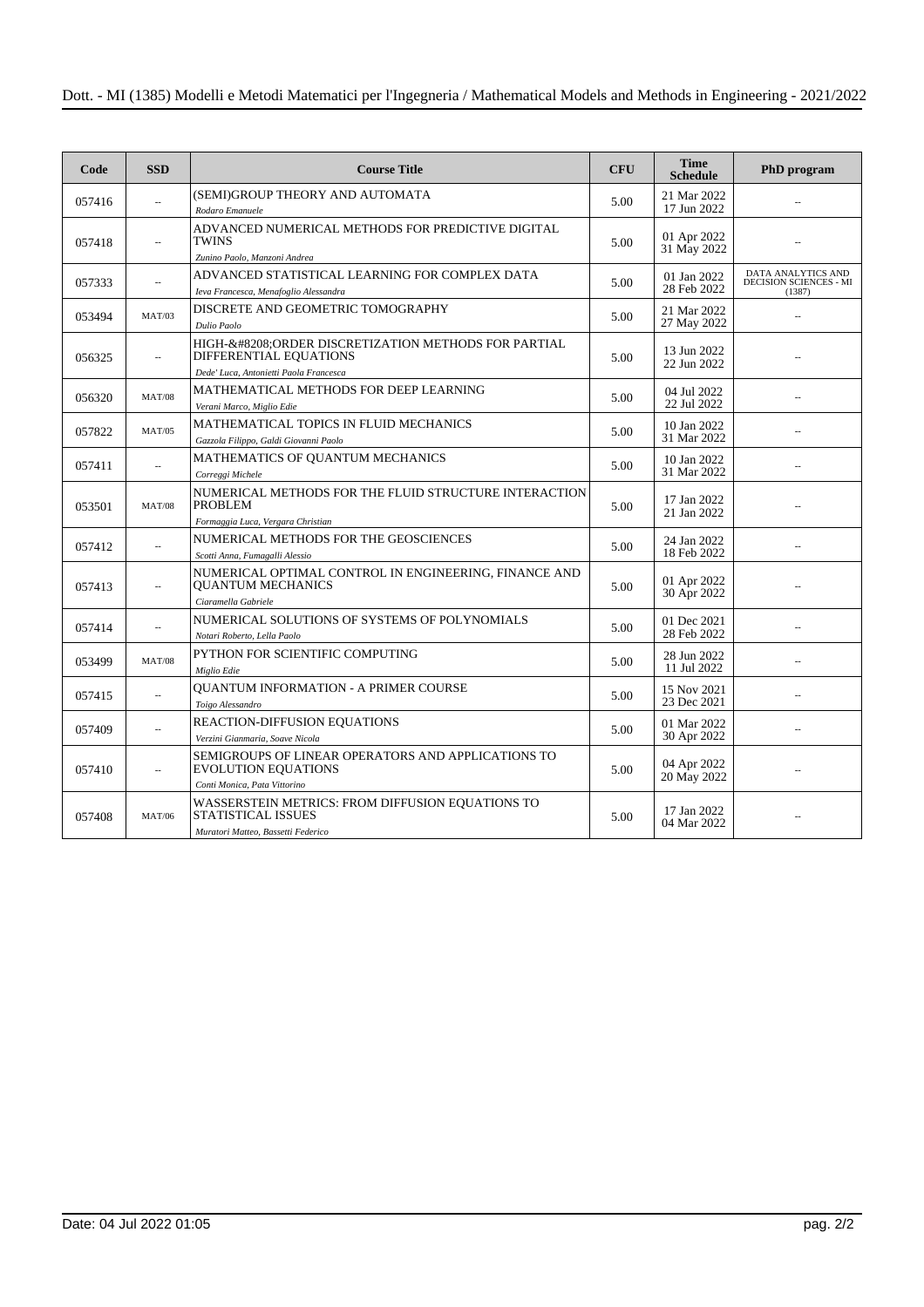| Code | SSD | Course Title | CFU | Time Schedule | PhD program |
|---|---|---|---|---|---|
| 057416 | -- | (SEMI)GROUP THEORY AND AUTOMATA<br>*Rodaro Emanuele* | 5.00 | 21 Mar 2022<br>17 Jun 2022 | -- |
| 057418 | -- | ADVANCED NUMERICAL METHODS FOR PREDICTIVE DIGITAL TWINS<br>*Zunino Paolo, Manzoni Andrea* | 5.00 | 01 Apr 2022<br>31 May 2022 | -- |
| 057333 | -- | ADVANCED STATISTICAL LEARNING FOR COMPLEX DATA<br>*Ieva Francesca, Menafoglio Alessandra* | 5.00 | 01 Jan 2022<br>28 Feb 2022 | DATA ANALYTICS AND DECISION SCIENCES - MI (1387) |
| 053494 | MAT/03 | DISCRETE AND GEOMETRIC TOMOGRAPHY<br>*Dulio Paolo* | 5.00 | 21 Mar 2022<br>27 May 2022 | -- |
| 056325 | -- | HIGH-&#8208;ORDER DISCRETIZATION METHODS FOR PARTIAL DIFFERENTIAL EQUATIONS<br>*Dede' Luca, Antonietti Paola Francesca* | 5.00 | 13 Jun 2022<br>22 Jun 2022 | -- |
| 056320 | MAT/08 | MATHEMATICAL METHODS FOR DEEP LEARNING<br>*Verani Marco, Miglio Edie* | 5.00 | 04 Jul 2022<br>22 Jul 2022 | -- |
| 057822 | MAT/05 | MATHEMATICAL TOPICS IN FLUID MECHANICS<br>*Gazzola Filippo, Galdi Giovanni Paolo* | 5.00 | 10 Jan 2022<br>31 Mar 2022 | -- |
| 057411 | -- | MATHEMATICS OF QUANTUM MECHANICS<br>*Correggi Michele* | 5.00 | 10 Jan 2022<br>31 Mar 2022 | -- |
| 053501 | MAT/08 | NUMERICAL METHODS FOR THE FLUID STRUCTURE INTERACTION PROBLEM<br>*Formaggia Luca, Vergara Christian* | 5.00 | 17 Jan 2022<br>21 Jan 2022 | -- |
| 057412 | -- | NUMERICAL METHODS FOR THE GEOSCIENCES<br>*Scotti Anna, Fumagalli Alessio* | 5.00 | 24 Jan 2022<br>18 Feb 2022 | -- |
| 057413 | -- | NUMERICAL OPTIMAL CONTROL IN ENGINEERING, FINANCE AND QUANTUM MECHANICS<br>*Ciaramella Gabriele* | 5.00 | 01 Apr 2022<br>30 Apr 2022 | -- |
| 057414 | -- | NUMERICAL SOLUTIONS OF SYSTEMS OF POLYNOMIALS<br>*Notari Roberto, Lella Paolo* | 5.00 | 01 Dec 2021<br>28 Feb 2022 | -- |
| 053499 | MAT/08 | PYTHON FOR SCIENTIFIC COMPUTING<br>*Miglio Edie* | 5.00 | 28 Jun 2022<br>11 Jul 2022 | -- |
| 057415 | -- | QUANTUM INFORMATION - A PRIMER COURSE<br>*Toigo Alessandro* | 5.00 | 15 Nov 2021<br>23 Dec 2021 | -- |
| 057409 | -- | REACTION-DIFFUSION EQUATIONS<br>*Verzini Gianmaria, Soave Nicola* | 5.00 | 01 Mar 2022<br>30 Apr 2022 | -- |
| 057410 | -- | SEMIGROUPS OF LINEAR OPERATORS AND APPLICATIONS TO EVOLUTION EQUATIONS<br>*Conti Monica, Pata Vittorino* | 5.00 | 04 Apr 2022<br>20 May 2022 | -- |
| 057408 | MAT/06 | WASSERSTEIN METRICS: FROM DIFFUSION EQUATIONS TO STATISTICAL ISSUES<br>*Muratori Matteo, Bassetti Federico* | 5.00 | 17 Jan 2022<br>04 Mar 2022 | -- |